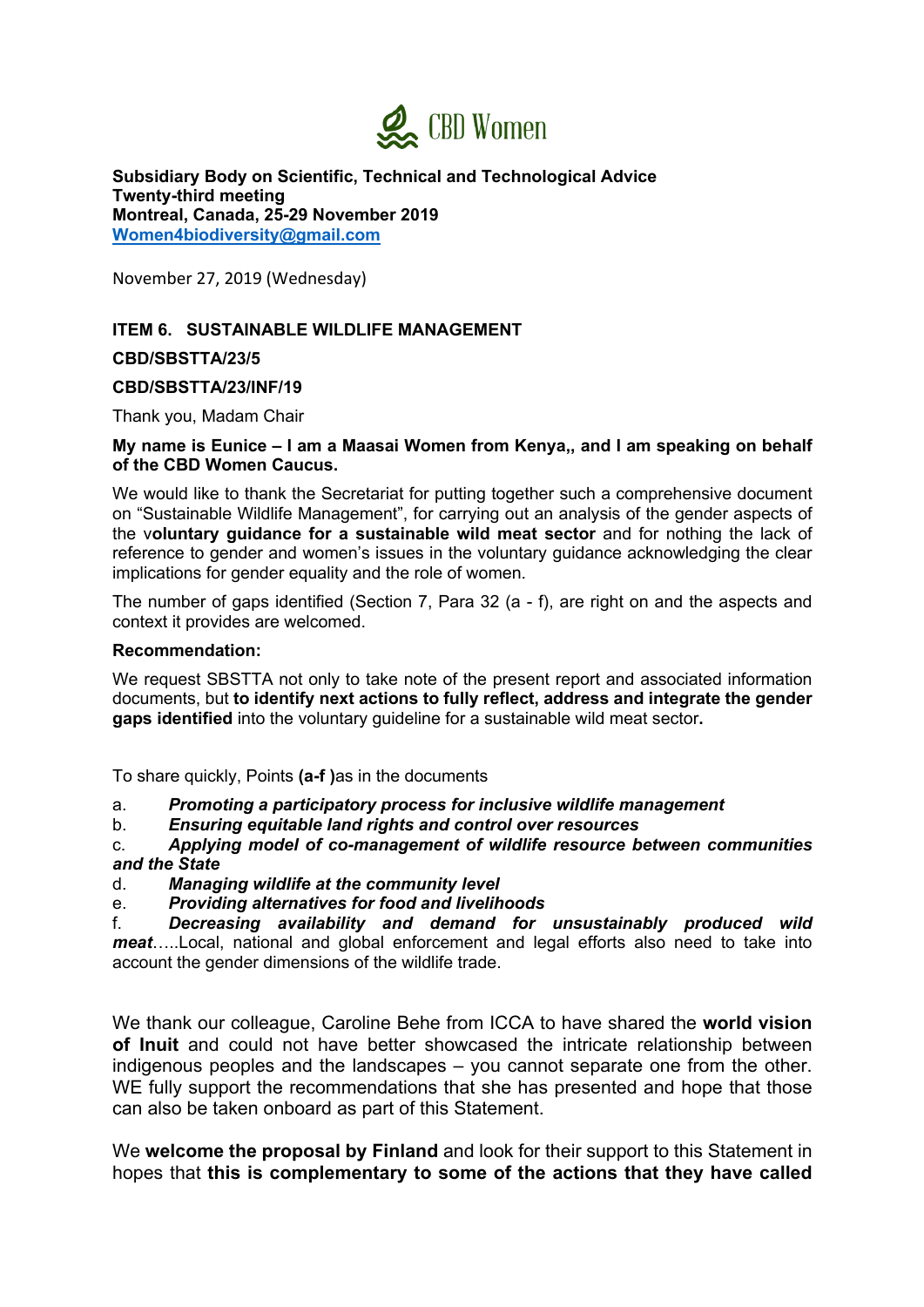CBD Women

**Subsidiary Body on Scientific, Technical and Technological Advice**
**Twenty-third meeting**
**Montreal, Canada, 25-29 November 2019**
**[Women4biodiversity@gmail.com](mailto:Women4biodiversity@gmail.com)**

November 27, 2019 (Wednesday)

**ITEM 6. SUSTAINABLE WILDLIFE MANAGEMENT**

**CBD/SBSTTA/23/5**

**CBD/SBSTTA/23/INF/19**

Thank you, Madam Chair

**My name is Eunice – I am a Maasai Women from Kenya,, and I am speaking on behalf of the CBD Women Caucus.**

We would like to thank the Secretariat for putting together such a comprehensive document on "Sustainable Wildlife Management", for carrying out an analysis of the gender aspects of the v**oluntary guidance for a sustainable wild meat sector** and for nothing the lack of reference to gender and women's issues in the voluntary guidance acknowledging the clear implications for gender equality and the role of women.

The number of gaps identified (Section 7, Para 32 (a - f), are right on and the aspects and context it provides are welcomed.

**Recommendation:**

We request SBSTTA not only to take note of the present report and associated information documents, but **to identify next actions to fully reflect, address and integrate the gender gaps identified** into the voluntary guideline for a sustainable wild meat sector**.**

To share quickly, Points **(a-f )**as in the documents

a. ***Promoting a participatory process for inclusive wildlife management***
b. ***Ensuring equitable land rights and control over resources***
c. ***Applying model of co-management of wildlife resource between communities and the State***
d. ***Managing wildlife at the community level***
e. ***Providing alternatives for food and livelihoods***
f. ***Decreasing availability and demand for unsustainably produced wild meat***…..Local, national and global enforcement and legal efforts also need to take into account the gender dimensions of the wildlife trade.

We thank our colleague, Caroline Behe from ICCA to have shared the **world vision of Inuit** and could not have better showcased the intricate relationship between indigenous peoples and the landscapes – you cannot separate one from the other. WE fully support the recommendations that she has presented and hope that those can also be taken onboard as part of this Statement.

We **welcome the proposal by Finland** and look for their support to this Statement in hopes that **this is complementary to some of the actions that they have called**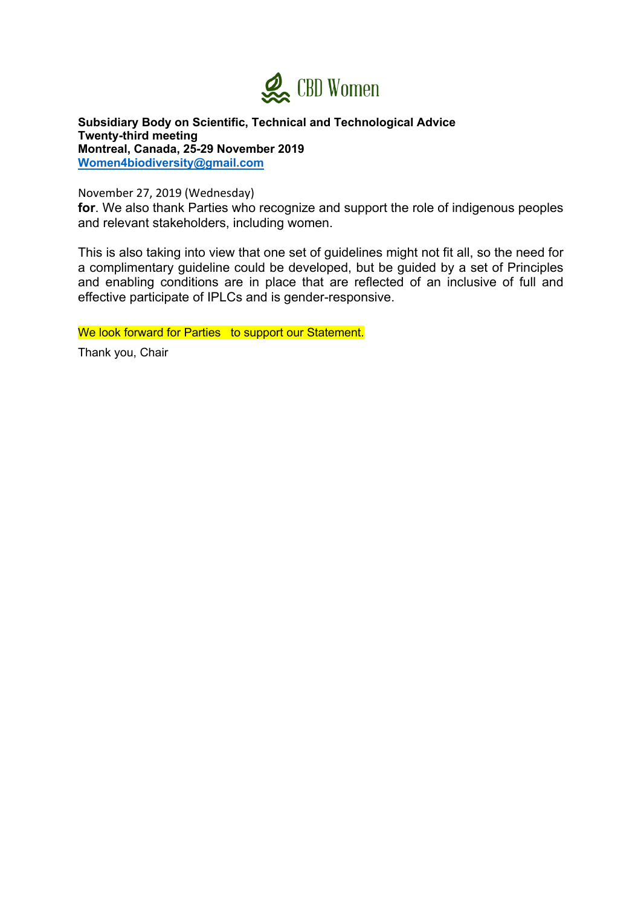CBD Women

**Subsidiary Body on Scientific, Technical and Technological Advice**
**Twenty-third meeting**
**Montreal, Canada, 25-29 November 2019**
**Women4biodiversity@gmail.com**

November 27, 2019 (Wednesday)

**for**. We also thank Parties who recognize and support the role of indigenous peoples and relevant stakeholders, including women.

This is also taking into view that one set of guidelines might not fit all, so the need for a complimentary guideline could be developed, but be guided by a set of Principles and enabling conditions are in place that are reflected of an inclusive of full and effective participate of IPLCs and is gender-responsive.

We look forward for Parties to support our Statement.

Thank you, Chair